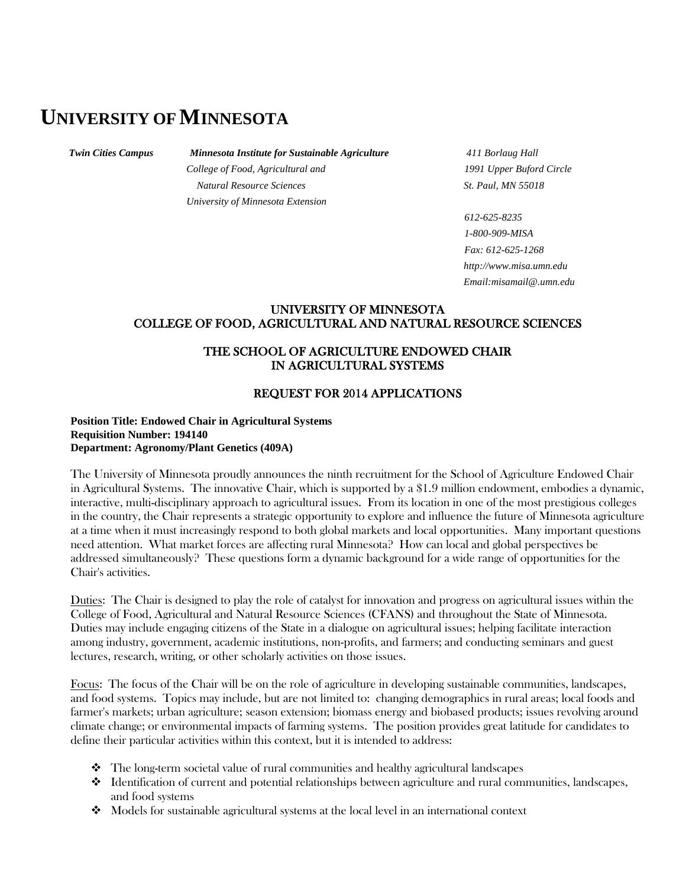# UNIVERSITY OF MINNESOTA

*Twin Cities Campus*

***Minnesota Institute for Sustainable Agriculture***
*College of Food, Agricultural and Natural Resource Sciences*
*University of Minnesota Extension*

*411 Borlaug Hall*
*1991 Upper Buford Circle*
*St. Paul, MN 55018*

*612-625-8235*
*1-800-909-MISA*
*Fax: 612-625-1268*
*http://www.misa.umn.edu*
*Email:misamail@.umn.edu*

## UNIVERSITY OF MINNESOTA
## COLLEGE OF FOOD, AGRICULTURAL AND NATURAL RESOURCE SCIENCES

## THE SCHOOL OF AGRICULTURE ENDOWED CHAIR IN AGRICULTURAL SYSTEMS

## REQUEST FOR 2014 APPLICATIONS

**Position Title: Endowed Chair in Agricultural Systems**
**Requisition Number: 194140**
**Department: Agronomy/Plant Genetics (409A)**

The University of Minnesota proudly announces the ninth recruitment for the School of Agriculture Endowed Chair in Agricultural Systems. The innovative Chair, which is supported by a $1.9 million endowment, embodies a dynamic, interactive, multi-disciplinary approach to agricultural issues. From its location in one of the most prestigious colleges in the country, the Chair represents a strategic opportunity to explore and influence the future of Minnesota agriculture at a time when it must increasingly respond to both global markets and local opportunities. Many important questions need attention. What market forces are affecting rural Minnesota? How can local and global perspectives be addressed simultaneously? These questions form a dynamic background for a wide range of opportunities for the Chair's activities.

<u>Duties</u>: The Chair is designed to play the role of catalyst for innovation and progress on agricultural issues within the College of Food, Agricultural and Natural Resource Sciences (CFANS) and throughout the State of Minnesota. Duties may include engaging citizens of the State in a dialogue on agricultural issues; helping facilitate interaction among industry, government, academic institutions, non-profits, and farmers; and conducting seminars and guest lectures, research, writing, or other scholarly activities on those issues.

<u>Focus</u>: The focus of the Chair will be on the role of agriculture in developing sustainable communities, landscapes, and food systems. Topics may include, but are not limited to: changing demographics in rural areas; local foods and farmer's markets; urban agriculture; season extension; biomass energy and biobased products; issues revolving around climate change; or environmental impacts of farming systems. The position provides great latitude for candidates to define their particular activities within this context, but it is intended to address:

- The long-term societal value of rural communities and healthy agricultural landscapes
- Identification of current and potential relationships between agriculture and rural communities, landscapes, and food systems
- Models for sustainable agricultural systems at the local level in an international context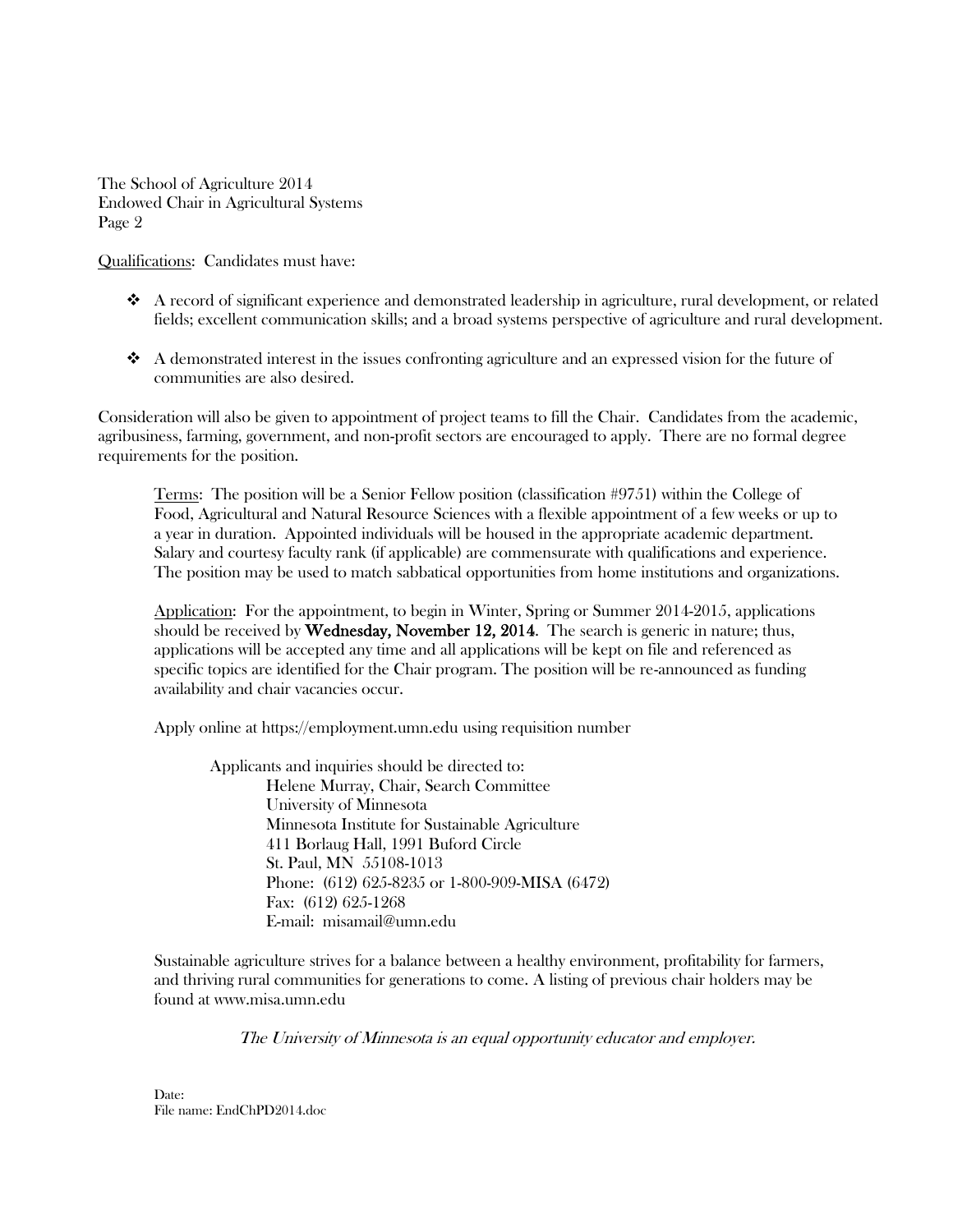Qualifications: Candidates must have:

- A record of significant experience and demonstrated leadership in agriculture, rural development, or related fields; excellent communication skills; and a broad systems perspective of agriculture and rural development.
- A demonstrated interest in the issues confronting agriculture and an expressed vision for the future of communities are also desired.

Consideration will also be given to appointment of project teams to fill the Chair. Candidates from the academic, agribusiness, farming, government, and non-profit sectors are encouraged to apply. There are no formal degree requirements for the position.

Terms: The position will be a Senior Fellow position (classification #9751) within the College of Food, Agricultural and Natural Resource Sciences with a flexible appointment of a few weeks or up to a year in duration. Appointed individuals will be housed in the appropriate academic department. Salary and courtesy faculty rank (if applicable) are commensurate with qualifications and experience. The position may be used to match sabbatical opportunities from home institutions and organizations.

Application: For the appointment, to begin in Winter, Spring or Summer 2014-2015, applications should be received by **Wednesday, November 12, 2014**. The search is generic in nature; thus, applications will be accepted any time and all applications will be kept on file and referenced as specific topics are identified for the Chair program. The position will be re-announced as funding availability and chair vacancies occur.

Apply online at https://employment.umn.edu using requisition number

Applicants and inquiries should be directed to:
Helene Murray, Chair, Search Committee
University of Minnesota
Minnesota Institute for Sustainable Agriculture
411 Borlaug Hall, 1991 Buford Circle
St. Paul, MN 55108-1013
Phone: (612) 625-8235 or 1-800-909-MISA (6472)
Fax: (612) 625-1268
E-mail: misamail@umn.edu

Sustainable agriculture strives for a balance between a healthy environment, profitability for farmers, and thriving rural communities for generations to come. A listing of previous chair holders may be found at www.misa.umn.edu

*The University of Minnesota is an equal opportunity educator and employer.*

Date:
File name: EndChPD2014.doc